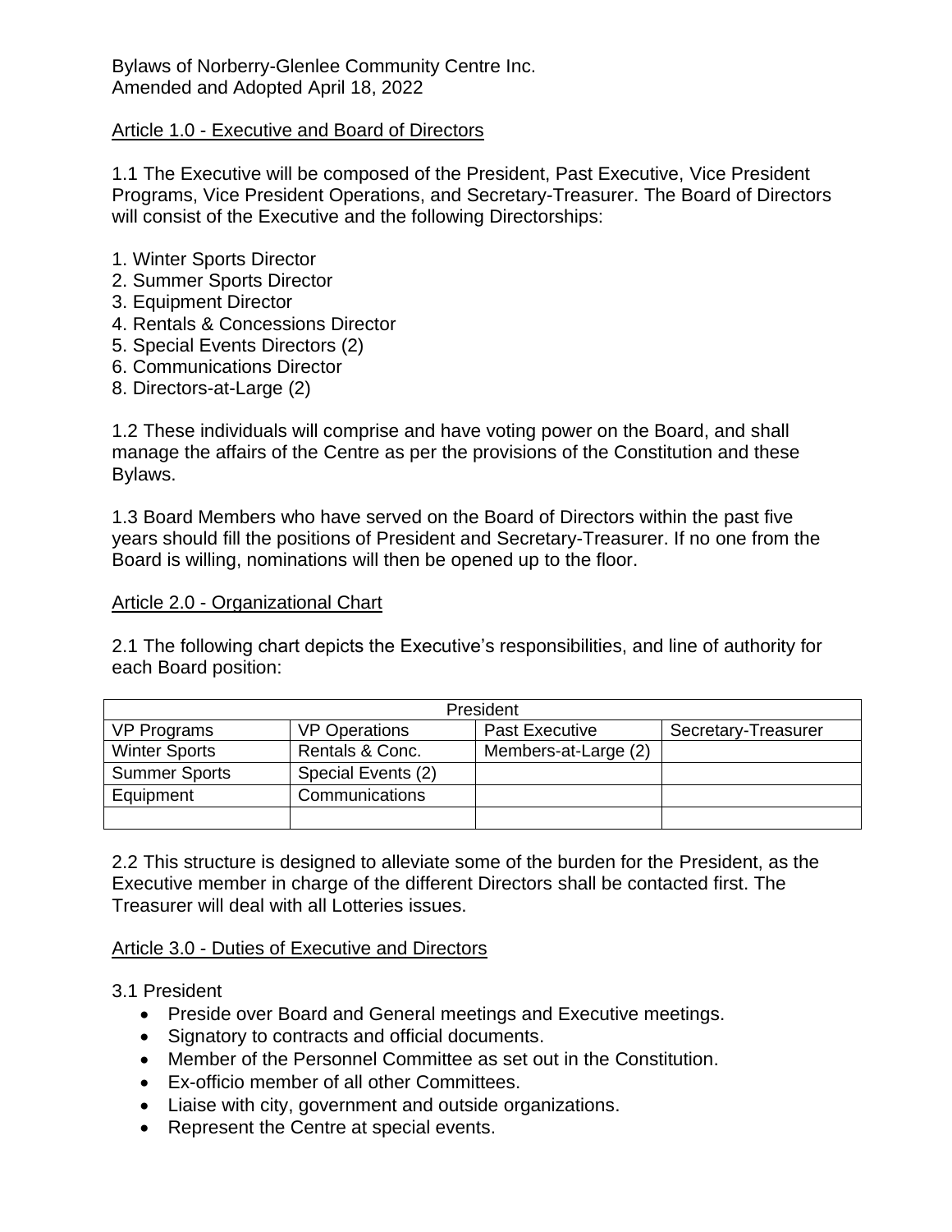Bylaws of Norberry-Glenlee Community Centre Inc.
Amended and Adopted April 18, 2022

## Article 1.0 - Executive and Board of Directors

1.1 The Executive will be composed of the President, Past Executive, Vice President Programs, Vice President Operations, and Secretary-Treasurer. The Board of Directors will consist of the Executive and the following Directorships:

1. Winter Sports Director
2. Summer Sports Director
3. Equipment Director
4. Rentals & Concessions Director
5. Special Events Directors (2)
6. Communications Director
8. Directors-at-Large (2)

1.2 These individuals will comprise and have voting power on the Board, and shall manage the affairs of the Centre as per the provisions of the Constitution and these Bylaws.

1.3 Board Members who have served on the Board of Directors within the past five years should fill the positions of President and Secretary-Treasurer. If no one from the Board is willing, nominations will then be opened up to the floor.

## Article 2.0 - Organizational Chart

2.1 The following chart depicts the Executive's responsibilities, and line of authority for each Board position:

| President | | | |
|---|---|---|---|
| VP Programs | VP Operations | Past Executive | Secretary-Treasurer |
| Winter Sports | Rentals & Conc. | Members-at-Large (2) | |
| Summer Sports | Special Events (2) | | |
| Equipment | Communications | | |
| | | | |

2.2 This structure is designed to alleviate some of the burden for the President, as the Executive member in charge of the different Directors shall be contacted first. The Treasurer will deal with all Lotteries issues.

## Article 3.0 - Duties of Executive and Directors

3.1 President

- Preside over Board and General meetings and Executive meetings.
- Signatory to contracts and official documents.
- Member of the Personnel Committee as set out in the Constitution.
- Ex-officio member of all other Committees.
- Liaise with city, government and outside organizations.
- Represent the Centre at special events.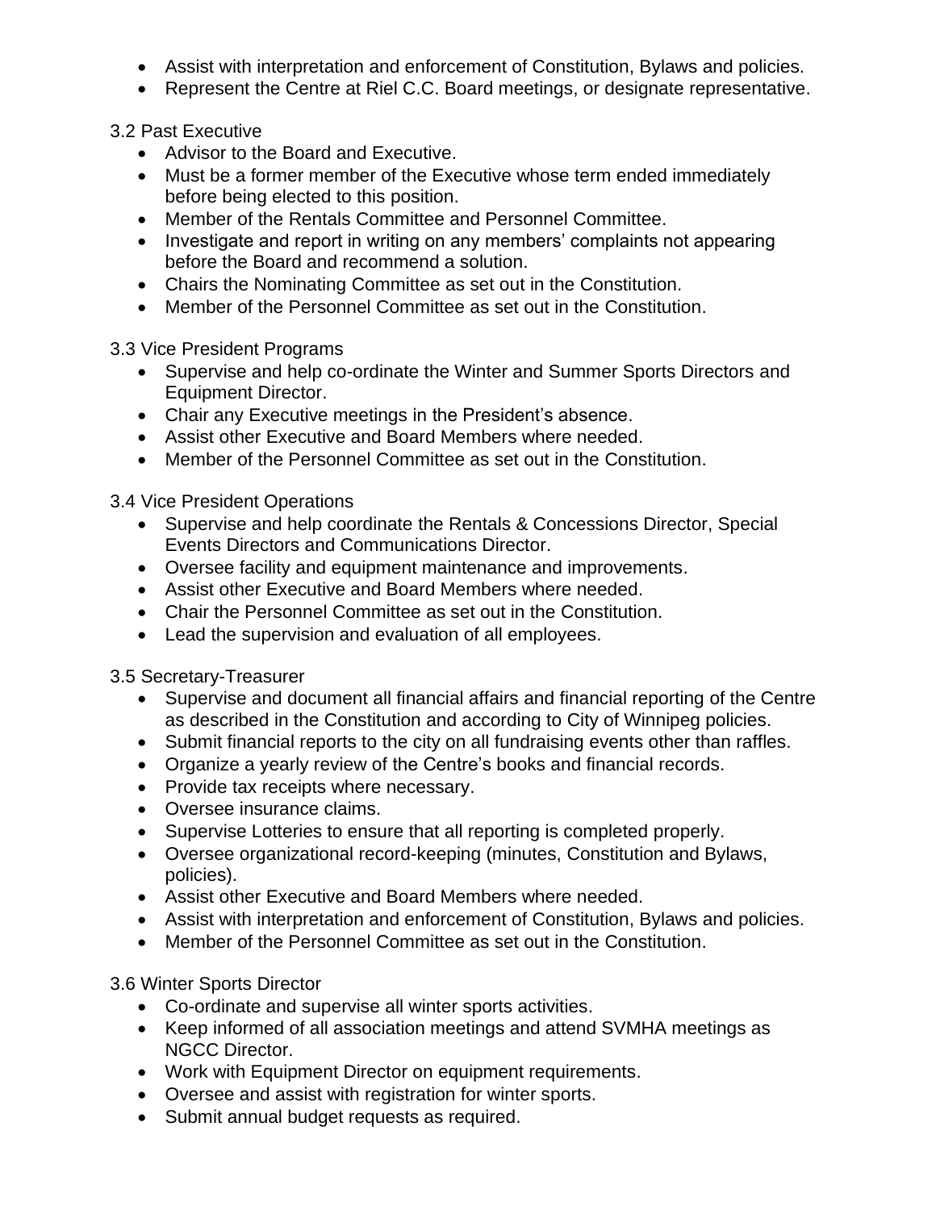- Assist with interpretation and enforcement of Constitution, Bylaws and policies.
- Represent the Centre at Riel C.C. Board meetings, or designate representative.

3.2 Past Executive

- Advisor to the Board and Executive.
- Must be a former member of the Executive whose term ended immediately before being elected to this position.
- Member of the Rentals Committee and Personnel Committee.
- Investigate and report in writing on any members' complaints not appearing before the Board and recommend a solution.
- Chairs the Nominating Committee as set out in the Constitution.
- Member of the Personnel Committee as set out in the Constitution.

3.3 Vice President Programs

- Supervise and help co-ordinate the Winter and Summer Sports Directors and Equipment Director.
- Chair any Executive meetings in the President's absence.
- Assist other Executive and Board Members where needed.
- Member of the Personnel Committee as set out in the Constitution.

3.4 Vice President Operations

- Supervise and help coordinate the Rentals & Concessions Director, Special Events Directors and Communications Director.
- Oversee facility and equipment maintenance and improvements.
- Assist other Executive and Board Members where needed.
- Chair the Personnel Committee as set out in the Constitution.
- Lead the supervision and evaluation of all employees.

3.5 Secretary-Treasurer

- Supervise and document all financial affairs and financial reporting of the Centre as described in the Constitution and according to City of Winnipeg policies.
- Submit financial reports to the city on all fundraising events other than raffles.
- Organize a yearly review of the Centre's books and financial records.
- Provide tax receipts where necessary.
- Oversee insurance claims.
- Supervise Lotteries to ensure that all reporting is completed properly.
- Oversee organizational record-keeping (minutes, Constitution and Bylaws, policies).
- Assist other Executive and Board Members where needed.
- Assist with interpretation and enforcement of Constitution, Bylaws and policies.
- Member of the Personnel Committee as set out in the Constitution.

3.6 Winter Sports Director

- Co-ordinate and supervise all winter sports activities.
- Keep informed of all association meetings and attend SVMHA meetings as NGCC Director.
- Work with Equipment Director on equipment requirements.
- Oversee and assist with registration for winter sports.
- Submit annual budget requests as required.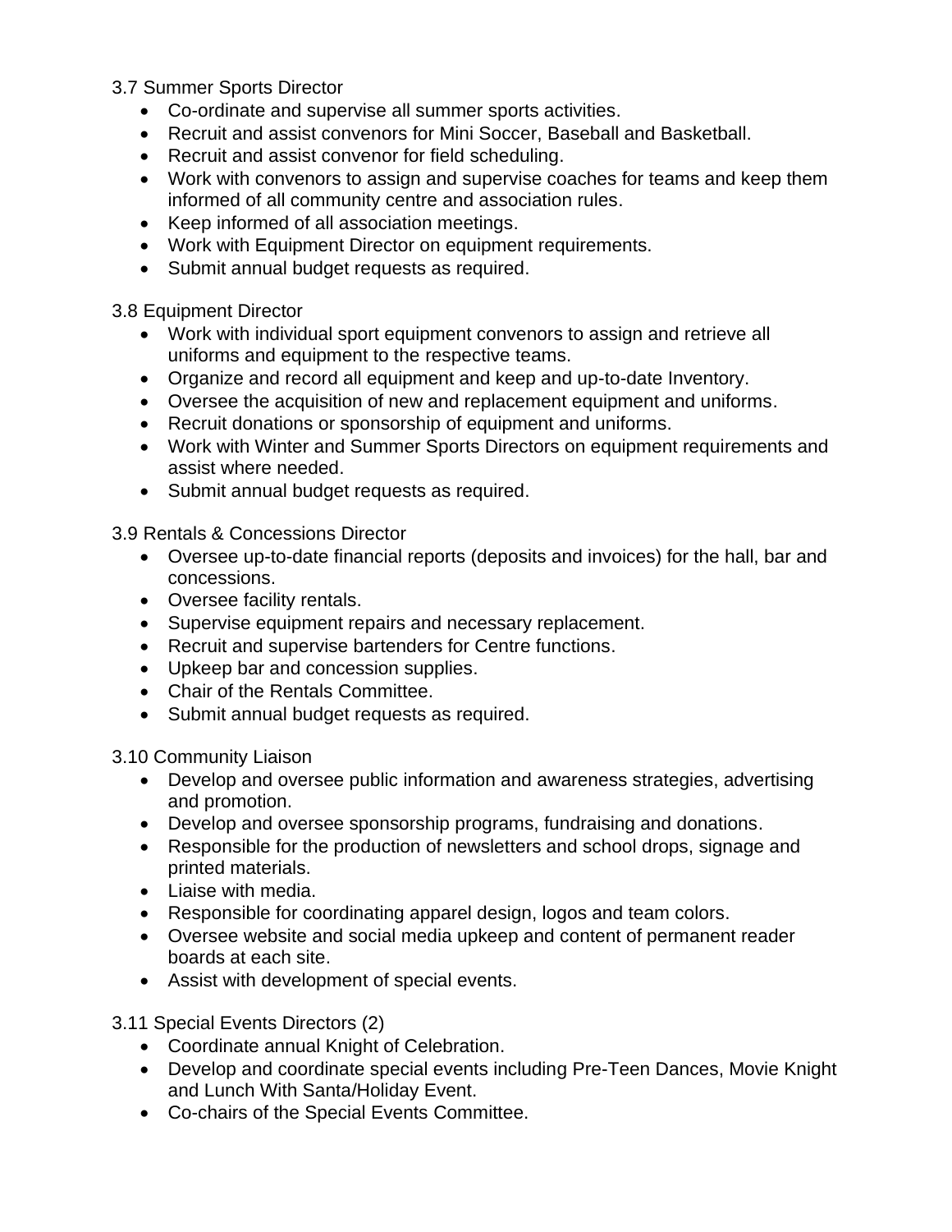### 3.7 Summer Sports Director

- Co-ordinate and supervise all summer sports activities.
- Recruit and assist convenors for Mini Soccer, Baseball and Basketball.
- Recruit and assist convenor for field scheduling.
- Work with convenors to assign and supervise coaches for teams and keep them informed of all community centre and association rules.
- Keep informed of all association meetings.
- Work with Equipment Director on equipment requirements.
- Submit annual budget requests as required.

### 3.8 Equipment Director

- Work with individual sport equipment convenors to assign and retrieve all uniforms and equipment to the respective teams.
- Organize and record all equipment and keep and up-to-date Inventory.
- Oversee the acquisition of new and replacement equipment and uniforms.
- Recruit donations or sponsorship of equipment and uniforms.
- Work with Winter and Summer Sports Directors on equipment requirements and assist where needed.
- Submit annual budget requests as required.

### 3.9 Rentals & Concessions Director

- Oversee up-to-date financial reports (deposits and invoices) for the hall, bar and concessions.
- Oversee facility rentals.
- Supervise equipment repairs and necessary replacement.
- Recruit and supervise bartenders for Centre functions.
- Upkeep bar and concession supplies.
- Chair of the Rentals Committee.
- Submit annual budget requests as required.

### 3.10 Community Liaison

- Develop and oversee public information and awareness strategies, advertising and promotion.
- Develop and oversee sponsorship programs, fundraising and donations.
- Responsible for the production of newsletters and school drops, signage and printed materials.
- Liaise with media.
- Responsible for coordinating apparel design, logos and team colors.
- Oversee website and social media upkeep and content of permanent reader boards at each site.
- Assist with development of special events.

### 3.11 Special Events Directors (2)

- Coordinate annual Knight of Celebration.
- Develop and coordinate special events including Pre-Teen Dances, Movie Knight and Lunch With Santa/Holiday Event.
- Co-chairs of the Special Events Committee.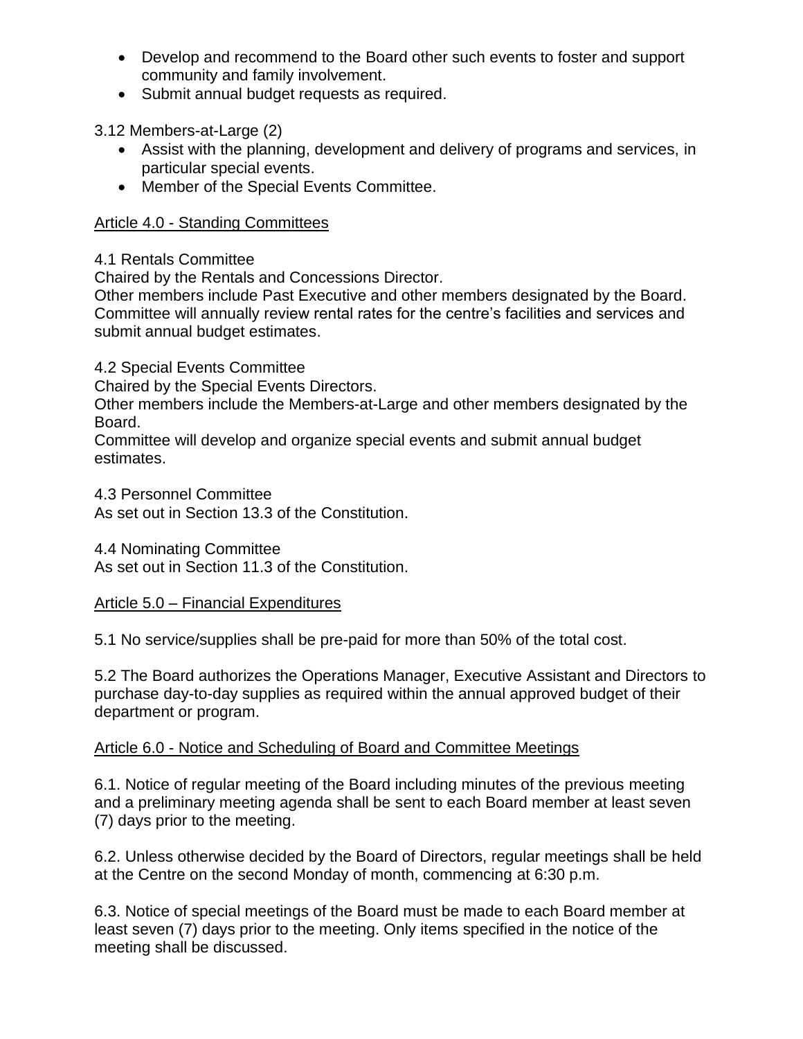- Develop and recommend to the Board other such events to foster and support community and family involvement.
- Submit annual budget requests as required.

3.12 Members-at-Large (2)

- Assist with the planning, development and delivery of programs and services, in particular special events.
- Member of the Special Events Committee.

## Article 4.0 - Standing Committees

4.1 Rentals Committee
Chaired by the Rentals and Concessions Director.
Other members include Past Executive and other members designated by the Board.
Committee will annually review rental rates for the centre's facilities and services and submit annual budget estimates.

4.2 Special Events Committee
Chaired by the Special Events Directors.
Other members include the Members-at-Large and other members designated by the Board.
Committee will develop and organize special events and submit annual budget estimates.

4.3 Personnel Committee
As set out in Section 13.3 of the Constitution.

4.4 Nominating Committee
As set out in Section 11.3 of the Constitution.

## Article 5.0 – Financial Expenditures

5.1 No service/supplies shall be pre-paid for more than 50% of the total cost.

5.2 The Board authorizes the Operations Manager, Executive Assistant and Directors to purchase day-to-day supplies as required within the annual approved budget of their department or program.

## Article 6.0 - Notice and Scheduling of Board and Committee Meetings

6.1. Notice of regular meeting of the Board including minutes of the previous meeting and a preliminary meeting agenda shall be sent to each Board member at least seven (7) days prior to the meeting.

6.2. Unless otherwise decided by the Board of Directors, regular meetings shall be held at the Centre on the second Monday of month, commencing at 6:30 p.m.

6.3. Notice of special meetings of the Board must be made to each Board member at least seven (7) days prior to the meeting. Only items specified in the notice of the meeting shall be discussed.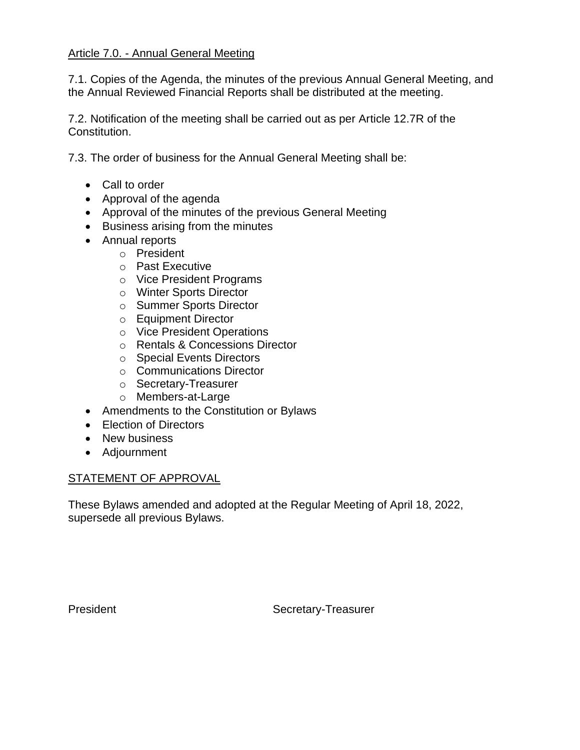## Article 7.0. - Annual General Meeting

7.1. Copies of the Agenda, the minutes of the previous Annual General Meeting, and the Annual Reviewed Financial Reports shall be distributed at the meeting.

7.2. Notification of the meeting shall be carried out as per Article 12.7R of the Constitution.

7.3. The order of business for the Annual General Meeting shall be:

- Call to order
- Approval of the agenda
- Approval of the minutes of the previous General Meeting
- Business arising from the minutes
- Annual reports
  - President
  - Past Executive
  - Vice President Programs
  - Winter Sports Director
  - Summer Sports Director
  - Equipment Director
  - Vice President Operations
  - Rentals & Concessions Director
  - Special Events Directors
  - Communications Director
  - Secretary-Treasurer
  - Members-at-Large
- Amendments to the Constitution or Bylaws
- Election of Directors
- New business
- Adjournment

## STATEMENT OF APPROVAL

These Bylaws amended and adopted at the Regular Meeting of April 18, 2022, supersede all previous Bylaws.

President                                        Secretary-Treasurer